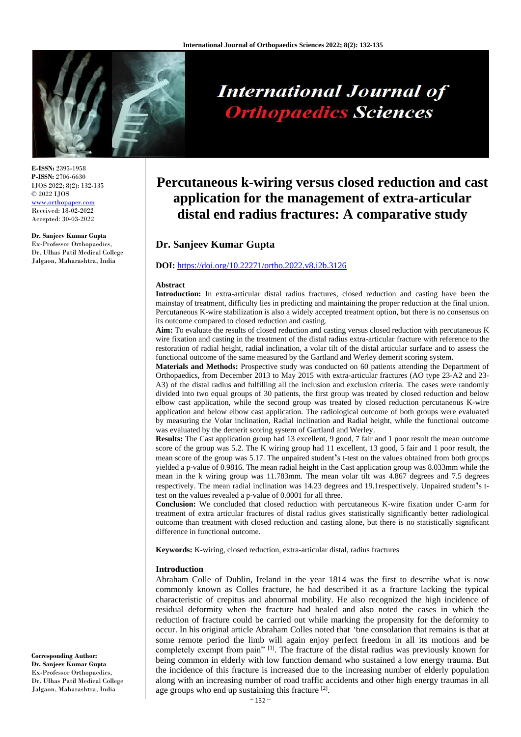# International Journal of Orthopaedics Sciences

**E-ISSN:** 2395-1958
**P-ISSN:** 2706-6630
IJOS 2022; 8(2): 132-135
© 2022 IJOS
www.orthopaper.com
Received: 18-02-2022
Accepted: 30-03-2022

**Dr. Sanjeev Kumar Gupta**
Ex-Professor Orthopaedics, Dr. Ulhas Patil Medical College Jalgaon, Maharashtra, India

**Corresponding Author:**
**Dr. Sanjeev Kumar Gupta**
Ex-Professor Orthopaedics, Dr. Ulhas Patil Medical College Jalgaon, Maharashtra, India

# Percutaneous k-wiring versus closed reduction and cast application for the management of extra-articular distal end radius fractures: A comparative study

## Dr. Sanjeev Kumar Gupta

**DOI:** https://doi.org/10.22271/ortho.2022.v8.i2b.3126

### Abstract

**Introduction:** In extra-articular distal radius fractures, closed reduction and casting have been the mainstay of treatment, difficulty lies in predicting and maintaining the proper reduction at the final union. Percutaneous K-wire stabilization is also a widely accepted treatment option, but there is no consensus on its outcome compared to closed reduction and casting.

**Aim:** To evaluate the results of closed reduction and casting versus closed reduction with percutaneous K wire fixation and casting in the treatment of the distal radius extra-articular fracture with reference to the restoration of radial height, radial inclination, a volar tilt of the distal articular surface and to assess the functional outcome of the same measured by the Gartland and Werley demerit scoring system.

**Materials and Methods:** Prospective study was conducted on 60 patients attending the Department of Orthopaedics, from December 2013 to May 2015 with extra-articular fractures (AO type 23-A2 and 23-A3) of the distal radius and fulfilling all the inclusion and exclusion criteria. The cases were randomly divided into two equal groups of 30 patients, the first group was treated by closed reduction and below elbow cast application, while the second group was treated by closed reduction percutaneous K-wire application and below elbow cast application. The radiological outcome of both groups were evaluated by measuring the Volar inclination, Radial inclination and Radial height, while the functional outcome was evaluated by the demerit scoring system of Gartland and Werley.

**Results:** The Cast application group had 13 excellent, 9 good, 7 fair and 1 poor result the mean outcome score of the group was 5.2. The K wiring group had 11 excellent, 13 good, 5 fair and 1 poor result, the mean score of the group was 5.17. The unpaired student's t-test on the values obtained from both groups yielded a p-value of 0.9816. The mean radial height in the Cast application group was 8.033mm while the mean in the k wiring group was 11.783mm. The mean volar tilt was 4.867 degrees and 7.5 degrees respectively. The mean radial inclination was 14.23 degrees and 19.1respectively. Unpaired student's t-test on the values revealed a p-value of 0.0001 for all three.

**Conclusion:** We concluded that closed reduction with percutaneous K-wire fixation under C-arm for treatment of extra articular fractures of distal radius gives statistically significantly better radiological outcome than treatment with closed reduction and casting alone, but there is no statistically significant difference in functional outcome.

**Keywords:** K-wiring, closed reduction, extra-articular distal, radius fractures

### Introduction

Abraham Colle of Dublin, Ireland in the year 1814 was the first to describe what is now commonly known as Colles fracture, he had described it as a fracture lacking the typical characteristic of crepitus and abnormal mobility. He also recognized the high incidence of residual deformity when the fracture had healed and also noted the cases in which the reduction of fracture could be carried out while marking the propensity for the deformity to occur. In his original article Abraham Colles noted that 'one consolation that remains is that at some remote period the limb will again enjoy perfect freedom in all its motions and be completely exempt from pain" [1]. The fracture of the distal radius was previously known for being common in elderly with low function demand who sustained a low energy trauma. But the incidence of this fracture is increased due to the increasing number of elderly population along with an increasing number of road traffic accidents and other high energy traumas in all age groups who end up sustaining this fracture [2].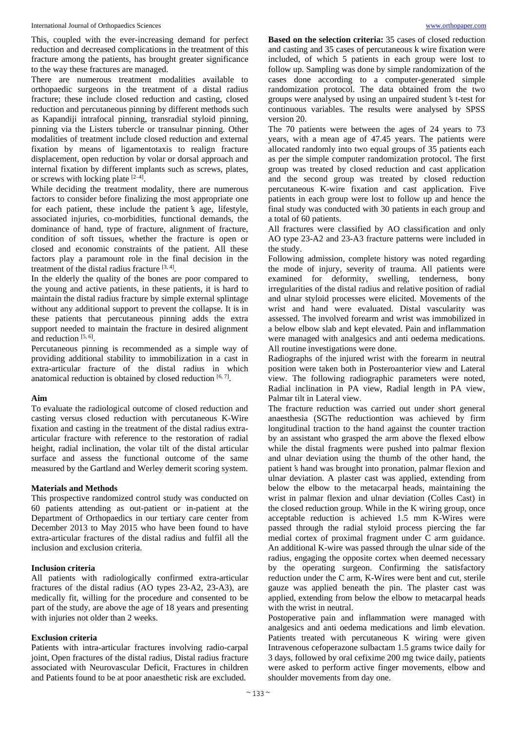This, coupled with the ever-increasing demand for perfect reduction and decreased complications in the treatment of this fracture among the patients, has brought greater significance to the way these fractures are managed.

There are numerous treatment modalities available to orthopaedic surgeons in the treatment of a distal radius fracture; these include closed reduction and casting, closed reduction and percutaneous pinning by different methods such as Kapandiji intrafocal pinning, transradial styloid pinning, pinning via the Listers tubercle or transulnar pinning. Other modalities of treatment include closed reduction and external fixation by means of ligamentotaxis to realign fracture displacement, open reduction by volar or dorsal approach and internal fixation by different implants such as screws, plates, or screws with locking plate [2–4].

While deciding the treatment modality, there are numerous factors to consider before finalizing the most appropriate one for each patient, these include the patient's age, lifestyle, associated injuries, co-morbidities, functional demands, the dominance of hand, type of fracture, alignment of fracture, condition of soft tissues, whether the fracture is open or closed and economic constraints of the patient. All these factors play a paramount role in the final decision in the treatment of the distal radius fracture [3, 4].

In the elderly the quality of the bones are poor compared to the young and active patients, in these patients, it is hard to maintain the distal radius fracture by simple external splintage without any additional support to prevent the collapse. It is in these patients that percutaneous pinning adds the extra support needed to maintain the fracture in desired alignment and reduction [5, 6].

Percutaneous pinning is recommended as a simple way of providing additional stability to immobilization in a cast in extra-articular fracture of the distal radius in which anatomical reduction is obtained by closed reduction [6, 7].

## Aim

To evaluate the radiological outcome of closed reduction and casting versus closed reduction with percutaneous K-Wire fixation and casting in the treatment of the distal radius extra-articular fracture with reference to the restoration of radial height, radial inclination, the volar tilt of the distal articular surface and assess the functional outcome of the same measured by the Gartland and Werley demerit scoring system.

## Materials and Methods

This prospective randomized control study was conducted on 60 patients attending as out-patient or in-patient at the Department of Orthopaedics in our tertiary care center from December 2013 to May 2015 who have been found to have extra-articular fractures of the distal radius and fulfil all the inclusion and exclusion criteria.

### Inclusion criteria

All patients with radiologically confirmed extra-articular fractures of the distal radius (AO types 23-A2, 23-A3), are medically fit, willing for the procedure and consented to be part of the study, are above the age of 18 years and presenting with injuries not older than 2 weeks.

### Exclusion criteria

Patients with intra-articular fractures involving radio-carpal joint, Open fractures of the distal radius, Distal radius fracture associated with Neurovascular Deficit, Fractures in children and Patients found to be at poor anaesthetic risk are excluded.

**Based on the selection criteria:** 35 cases of closed reduction and casting and 35 cases of percutaneous k wire fixation were included, of which 5 patients in each group were lost to follow up. Sampling was done by simple randomization of the cases done according to a computer-generated simple randomization protocol. The data obtained from the two groups were analysed by using an unpaired student's t-test for continuous variables. The results were analysed by SPSS version 20.

The 70 patients were between the ages of 24 years to 73 years, with a mean age of 47.45 years. The patients were allocated randomly into two equal groups of 35 patients each as per the simple computer randomization protocol. The first group was treated by closed reduction and cast application and the second group was treated by closed reduction percutaneous K-wire fixation and cast application. Five patients in each group were lost to follow up and hence the final study was conducted with 30 patients in each group and a total of 60 patients.

All fractures were classified by AO classification and only AO type 23-A2 and 23-A3 fracture patterns were included in the study.

Following admission, complete history was noted regarding the mode of injury, severity of trauma. All patients were examined for deformity, swelling, tenderness, bony irregularities of the distal radius and relative position of radial and ulnar styloid processes were elicited. Movements of the wrist and hand were evaluated. Distal vascularity was assessed. The involved forearm and wrist was immobilized in a below elbow slab and kept elevated. Pain and inflammation were managed with analgesics and anti oedema medications. All routine investigations were done.

Radiographs of the injured wrist with the forearm in neutral position were taken both in Posteroanterior view and Lateral view. The following radiographic parameters were noted, Radial inclination in PA view, Radial length in PA view, Palmar tilt in Lateral view.

The fracture reduction was carried out under short general anaesthesia (SGThe reductiontion was achieved by firm longitudinal traction to the hand against the counter traction by an assistant who grasped the arm above the flexed elbow while the distal fragments were pushed into palmar flexion and ulnar deviation using the thumb of the other hand, the patient's hand was brought into pronation, palmar flexion and ulnar deviation. A plaster cast was applied, extending from below the elbow to the metacarpal heads, maintaining the wrist in palmar flexion and ulnar deviation (Colles Cast) in the closed reduction group. While in the K wiring group, once acceptable reduction is achieved 1.5 mm K-Wires were passed through the radial styloid process piercing the far medial cortex of proximal fragment under C arm guidance. An additional K-wire was passed through the ulnar side of the radius, engaging the opposite cortex when deemed necessary by the operating surgeon. Confirming the satisfactory reduction under the C arm, K-Wires were bent and cut, sterile gauze was applied beneath the pin. The plaster cast was applied, extending from below the elbow to metacarpal heads with the wrist in neutral.

Postoperative pain and inflammation were managed with analgesics and anti oedema medications and limb elevation. Patients treated with percutaneous K wiring were given Intravenous cefoperazone sulbactam 1.5 grams twice daily for 3 days, followed by oral cefixime 200 mg twice daily, patients were asked to perform active finger movements, elbow and shoulder movements from day one.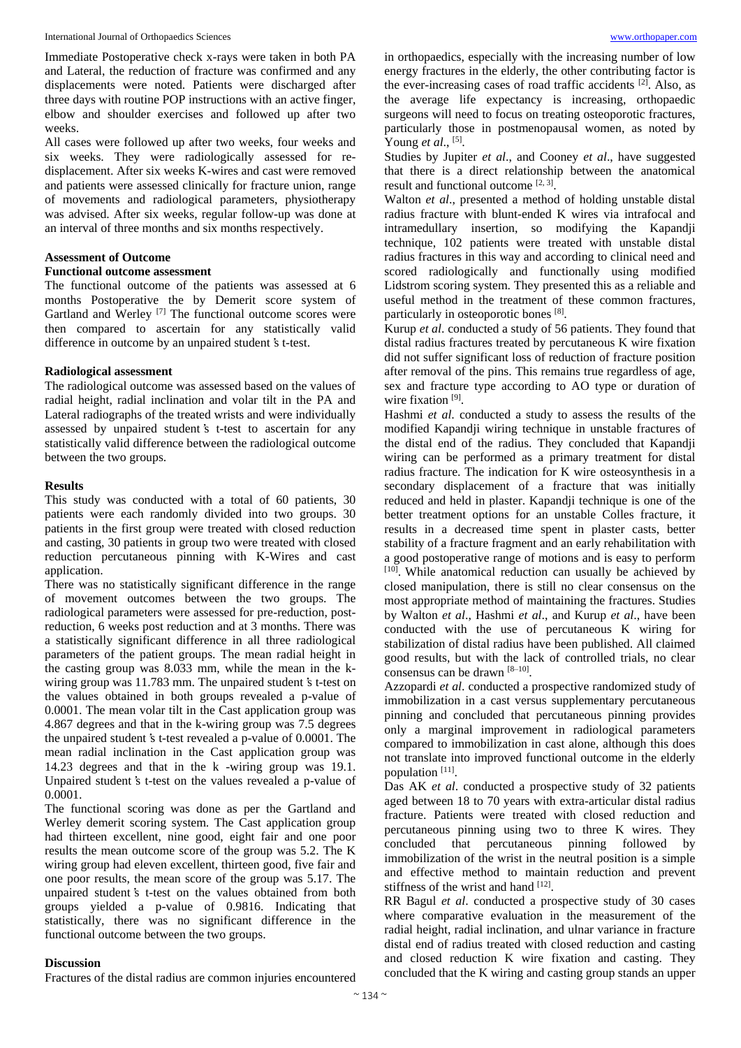Immediate Postoperative check x-rays were taken in both PA and Lateral, the reduction of fracture was confirmed and any displacements were noted. Patients were discharged after three days with routine POP instructions with an active finger, elbow and shoulder exercises and followed up after two weeks.

All cases were followed up after two weeks, four weeks and six weeks. They were radiologically assessed for re-displacement. After six weeks K-wires and cast were removed and patients were assessed clinically for fracture union, range of movements and radiological parameters, physiotherapy was advised. After six weeks, regular follow-up was done at an interval of three months and six months respectively.

## Assessment of Outcome

### Functional outcome assessment

The functional outcome of the patients was assessed at 6 months Postoperative the by Demerit score system of Gartland and Werley [7] The functional outcome scores were then compared to ascertain for any statistically valid difference in outcome by an unpaired student's t-test.

### Radiological assessment

The radiological outcome was assessed based on the values of radial height, radial inclination and volar tilt in the PA and Lateral radiographs of the treated wrists and were individually assessed by unpaired student's t-test to ascertain for any statistically valid difference between the radiological outcome between the two groups.

## Results

This study was conducted with a total of 60 patients, 30 patients were each randomly divided into two groups. 30 patients in the first group were treated with closed reduction and casting, 30 patients in group two were treated with closed reduction percutaneous pinning with K-Wires and cast application.

There was no statistically significant difference in the range of movement outcomes between the two groups. The radiological parameters were assessed for pre-reduction, post-reduction, 6 weeks post reduction and at 3 months. There was a statistically significant difference in all three radiological parameters of the patient groups. The mean radial height in the casting group was 8.033 mm, while the mean in the k-wiring group was 11.783 mm. The unpaired student's t-test on the values obtained in both groups revealed a p-value of 0.0001. The mean volar tilt in the Cast application group was 4.867 degrees and that in the k-wiring group was 7.5 degrees the unpaired student's t-test revealed a p-value of 0.0001. The mean radial inclination in the Cast application group was 14.23 degrees and that in the k -wiring group was 19.1. Unpaired student's t-test on the values revealed a p-value of 0.0001.

The functional scoring was done as per the Gartland and Werley demerit scoring system. The Cast application group had thirteen excellent, nine good, eight fair and one poor results the mean outcome score of the group was 5.2. The K wiring group had eleven excellent, thirteen good, five fair and one poor results, the mean score of the group was 5.17. The unpaired student's t-test on the values obtained from both groups yielded a p-value of 0.9816. Indicating that statistically, there was no significant difference in the functional outcome between the two groups.

## Discussion

Fractures of the distal radius are common injuries encountered in orthopaedics, especially with the increasing number of low energy fractures in the elderly, the other contributing factor is the ever-increasing cases of road traffic accidents [2]. Also, as the average life expectancy is increasing, orthopaedic surgeons will need to focus on treating osteoporotic fractures, particularly those in postmenopausal women, as noted by Young *et al*., [5].

Studies by Jupiter *et al*., and Cooney *et al*., have suggested that there is a direct relationship between the anatomical result and functional outcome [2, 3].

Walton *et al*., presented a method of holding unstable distal radius fracture with blunt-ended K wires via intrafocal and intramedullary insertion, so modifying the Kapandji technique, 102 patients were treated with unstable distal radius fractures in this way and according to clinical need and scored radiologically and functionally using modified Lidstrom scoring system. They presented this as a reliable and useful method in the treatment of these common fractures, particularly in osteoporotic bones [8].

Kurup *et al*. conducted a study of 56 patients. They found that distal radius fractures treated by percutaneous K wire fixation did not suffer significant loss of reduction of fracture position after removal of the pins. This remains true regardless of age, sex and fracture type according to AO type or duration of wire fixation [9].

Hashmi *et al*. conducted a study to assess the results of the modified Kapandji wiring technique in unstable fractures of the distal end of the radius. They concluded that Kapandji wiring can be performed as a primary treatment for distal radius fracture. The indication for K wire osteosynthesis in a secondary displacement of a fracture that was initially reduced and held in plaster. Kapandji technique is one of the better treatment options for an unstable Colles fracture, it results in a decreased time spent in plaster casts, better stability of a fracture fragment and an early rehabilitation with a good postoperative range of motions and is easy to perform [10]. While anatomical reduction can usually be achieved by closed manipulation, there is still no clear consensus on the most appropriate method of maintaining the fractures. Studies by Walton *et al*., Hashmi *et al*., and Kurup *et al*., have been conducted with the use of percutaneous K wiring for stabilization of distal radius have been published. All claimed good results, but with the lack of controlled trials, no clear consensus can be drawn [8–10].

Azzopardi *et al*. conducted a prospective randomized study of immobilization in a cast versus supplementary percutaneous pinning and concluded that percutaneous pinning provides only a marginal improvement in radiological parameters compared to immobilization in cast alone, although this does not translate into improved functional outcome in the elderly population [11].

Das AK *et al*. conducted a prospective study of 32 patients aged between 18 to 70 years with extra-articular distal radius fracture. Patients were treated with closed reduction and percutaneous pinning using two to three K wires. They concluded that percutaneous pinning followed by immobilization of the wrist in the neutral position is a simple and effective method to maintain reduction and prevent stiffness of the wrist and hand [12].

RR Bagul *et al*. conducted a prospective study of 30 cases where comparative evaluation in the measurement of the radial height, radial inclination, and ulnar variance in fracture distal end of radius treated with closed reduction and casting and closed reduction K wire fixation and casting. They concluded that the K wiring and casting group stands an upper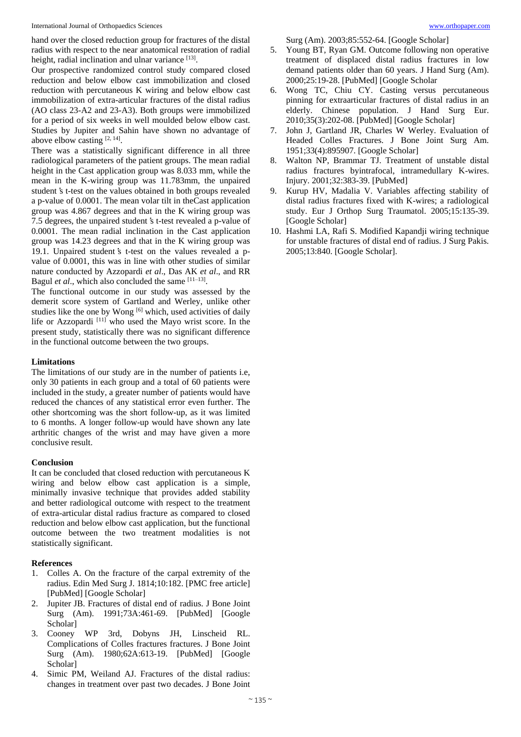hand over the closed reduction group for fractures of the distal radius with respect to the near anatomical restoration of radial height, radial inclination and ulnar variance [13].

Our prospective randomized control study compared closed reduction and below elbow cast immobilization and closed reduction with percutaneous K wiring and below elbow cast immobilization of extra-articular fractures of the distal radius (AO class 23-A2 and 23-A3). Both groups were immobilized for a period of six weeks in well moulded below elbow cast. Studies by Jupiter and Sahin have shown no advantage of above elbow casting [2, 14].

There was a statistically significant difference in all three radiological parameters of the patient groups. The mean radial height in the Cast application group was 8.033 mm, while the mean in the K-wiring group was 11.783mm, the unpaired student's t-test on the values obtained in both groups revealed a p-value of 0.0001. The mean volar tilt in theCast application group was 4.867 degrees and that in the K wiring group was 7.5 degrees, the unpaired student's t-test revealed a p-value of 0.0001. The mean radial inclination in the Cast application group was 14.23 degrees and that in the K wiring group was 19.1. Unpaired student's t-test on the values revealed a p-value of 0.0001, this was in line with other studies of similar nature conducted by Azzopardi *et al*., Das AK *et al*., and RR Bagul *et al*., which also concluded the same [11–13].

The functional outcome in our study was assessed by the demerit score system of Gartland and Werley, unlike other studies like the one by Wong [6] which, used activities of daily life or Azzopardi [11] who used the Mayo wrist score. In the present study, statistically there was no significant difference in the functional outcome between the two groups.

## Limitations

The limitations of our study are in the number of patients i.e, only 30 patients in each group and a total of 60 patients were included in the study, a greater number of patients would have reduced the chances of any statistical error even further. The other shortcoming was the short follow-up, as it was limited to 6 months. A longer follow-up would have shown any late arthritic changes of the wrist and may have given a more conclusive result.

## Conclusion

It can be concluded that closed reduction with percutaneous K wiring and below elbow cast application is a simple, minimally invasive technique that provides added stability and better radiological outcome with respect to the treatment of extra-articular distal radius fracture as compared to closed reduction and below elbow cast application, but the functional outcome between the two treatment modalities is not statistically significant.

## References

1. Colles A. On the fracture of the carpal extremity of the radius. Edin Med Surg J. 1814;10:182. [PMC free article] [PubMed] [Google Scholar]
2. Jupiter JB. Fractures of distal end of radius. J Bone Joint Surg (Am). 1991;73A:461-69. [PubMed] [Google Scholar]
3. Cooney WP 3rd, Dobyns JH, Linscheid RL. Complications of Colles fractures fractures. J Bone Joint Surg (Am). 1980;62A:613-19. [PubMed] [Google Scholar]
4. Simic PM, Weiland AJ. Fractures of the distal radius: changes in treatment over past two decades. J Bone Joint Surg (Am). 2003;85:552-64. [Google Scholar]
5. Young BT, Ryan GM. Outcome following non operative treatment of displaced distal radius fractures in low demand patients older than 60 years. J Hand Surg (Am). 2000;25:19-28. [PubMed] [Google Scholar
6. Wong TC, Chiu CY. Casting versus percutaneous pinning for extraarticular fractures of distal radius in an elderly. Chinese population. J Hand Surg Eur. 2010;35(3):202-08. [PubMed] [Google Scholar]
7. John J, Gartland JR, Charles W Werley. Evaluation of Headed Colles Fractures. J Bone Joint Surg Am. 1951;33(4):895907. [Google Scholar]
8. Walton NP, Brammar TJ. Treatment of unstable distal radius fractures byintrafocal, intramedullary K-wires. Injury. 2001;32:383-39. [PubMed]
9. Kurup HV, Madalia V. Variables affecting stability of distal radius fractures fixed with K-wires; a radiological study. Eur J Orthop Surg Traumatol. 2005;15:135-39. [Google Scholar]
10. Hashmi LA, Rafi S. Modified Kapandji wiring technique for unstable fractures of distal end of radius. J Surg Pakis. 2005;13:840. [Google Scholar].